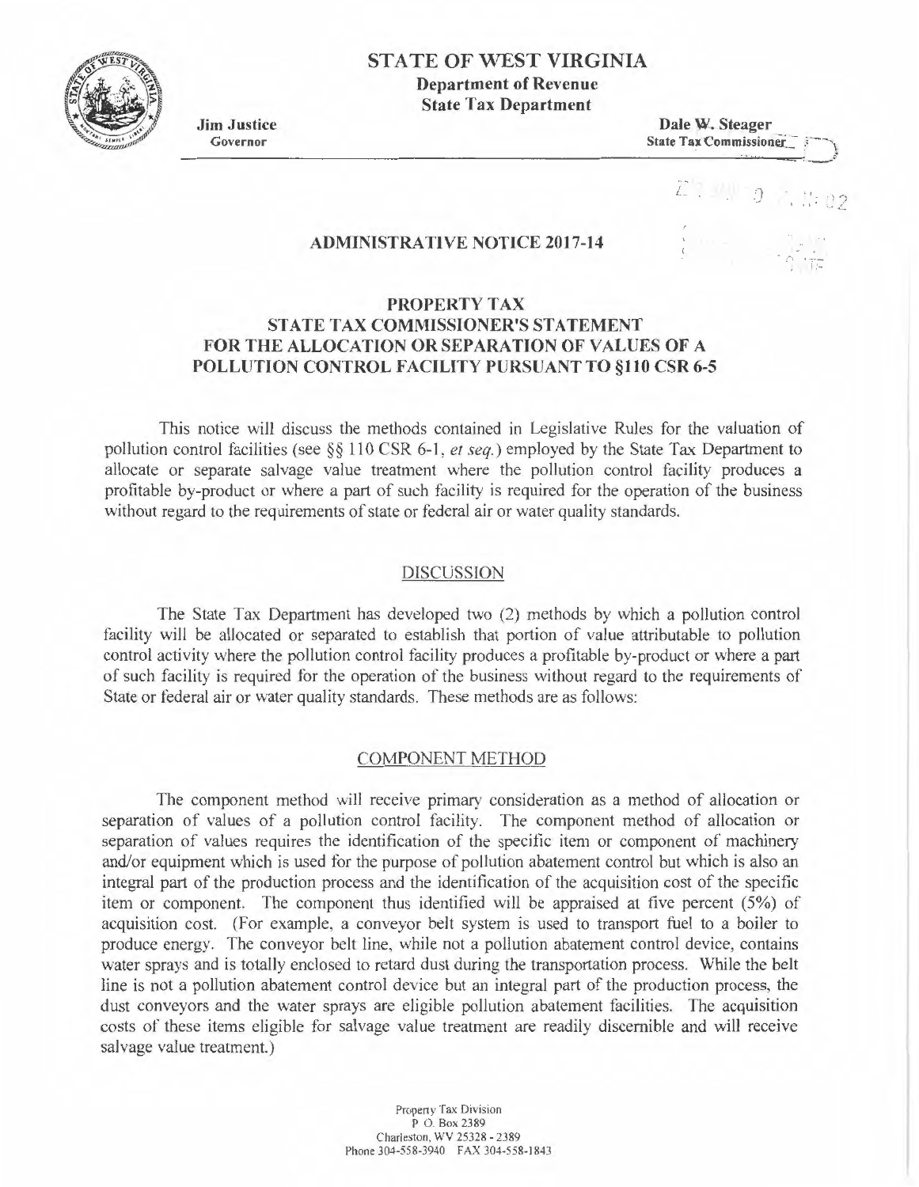# STATE OF WEST VIRGINIA

**Department of Revenue**
**State Tax Department**

**Jim Justice**
Governor

**Dale W. Steager**
State Tax Commissioner

## ADMINISTRATIVE NOTICE 2017-14

## PROPERTY TAX
## STATE TAX COMMISSIONER'S STATEMENT
## FOR THE ALLOCATION OR SEPARATION OF VALUES OF A POLLUTION CONTROL FACILITY PURSUANT TO §110 CSR 6-5

This notice will discuss the methods contained in Legislative Rules for the valuation of pollution control facilities (see §§ 110 CSR 6-1, *et seq.*) employed by the State Tax Department to allocate or separate salvage value treatment where the pollution control facility produces a profitable by-product or where a part of such facility is required for the operation of the business without regard to the requirements of state or federal air or water quality standards.

### DISCUSSION

The State Tax Department has developed two (2) methods by which a pollution control facility will be allocated or separated to establish that portion of value attributable to pollution control activity where the pollution control facility produces a profitable by-product or where a part of such facility is required for the operation of the business without regard to the requirements of State or federal air or water quality standards. These methods are as follows:

### COMPONENT METHOD

The component method will receive primary consideration as a method of allocation or separation of values of a pollution control facility. The component method of allocation or separation of values requires the identification of the specific item or component of machinery and/or equipment which is used for the purpose of pollution abatement control but which is also an integral part of the production process and the identification of the acquisition cost of the specific item or component. The component thus identified will be appraised at five percent (5%) of acquisition cost. (For example, a conveyor belt system is used to transport fuel to a boiler to produce energy. The conveyor belt line, while not a pollution abatement control device, contains water sprays and is totally enclosed to retard dust during the transportation process. While the belt line is not a pollution abatement control device but an integral part of the production process, the dust conveyors and the water sprays are eligible pollution abatement facilities. The acquisition costs of these items eligible for salvage value treatment are readily discernible and will receive salvage value treatment.)

Property Tax Division
P. O. Box 2389
Charleston, WV 25328 - 2389
Phone 304-558-3940 FAX 304-558-1843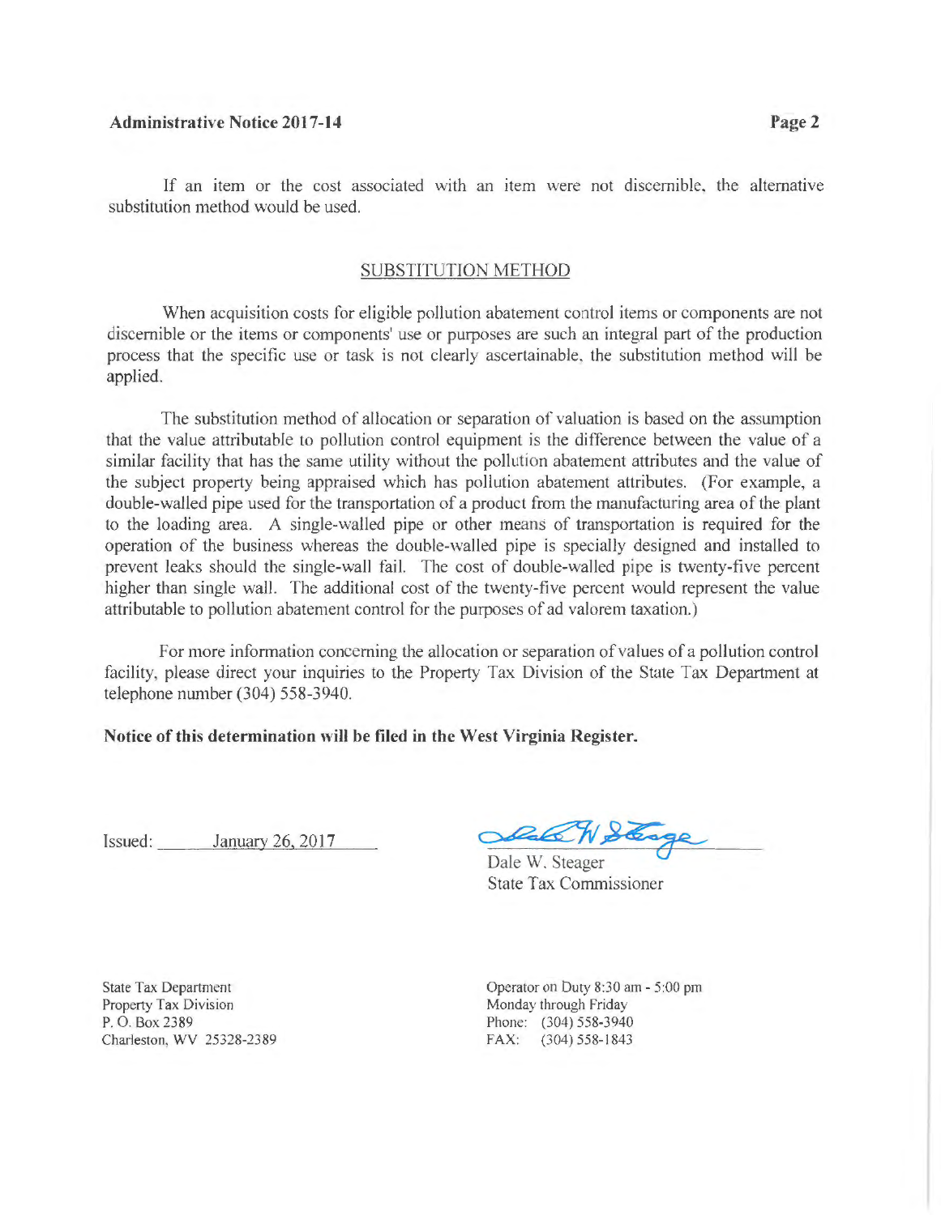If an item or the cost associated with an item were not discernible, the alternative substitution method would be used.

## SUBSTITUTION METHOD

When acquisition costs for eligible pollution abatement control items or components are not discernible or the items or components' use or purposes are such an integral part of the production process that the specific use or task is not clearly ascertainable, the substitution method will be applied.

The substitution method of allocation or separation of valuation is based on the assumption that the value attributable to pollution control equipment is the difference between the value of a similar facility that has the same utility without the pollution abatement attributes and the value of the subject property being appraised which has pollution abatement attributes. (For example, a double-walled pipe used for the transportation of a product from the manufacturing area of the plant to the loading area. A single-walled pipe or other means of transportation is required for the operation of the business whereas the double-walled pipe is specially designed and installed to prevent leaks should the single-wall fail. The cost of double-walled pipe is twenty-five percent higher than single wall. The additional cost of the twenty-five percent would represent the value attributable to pollution abatement control for the purposes of ad valorem taxation.)

For more information concerning the allocation or separation of values of a pollution control facility, please direct your inquiries to the Property Tax Division of the State Tax Department at telephone number (304) 558-3940.

**Notice of this determination will be filed in the West Virginia Register.**

Issued: January 26, 2017

Dale W. Steager
State Tax Commissioner

State Tax Department
Property Tax Division
P. O. Box 2389
Charleston, WV 25328-2389

Operator on Duty 8:30 am - 5:00 pm
Monday through Friday
Phone: (304) 558-3940
FAX: (304) 558-1843